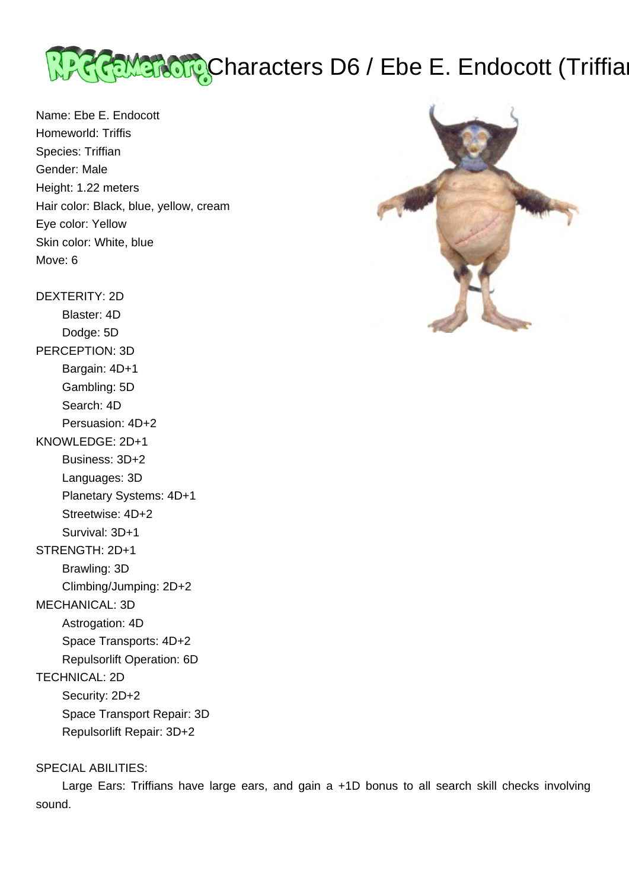# Characters D6 / Ebe E. Endocott (Triffian)

Name: Ebe E. Endocott
Homeworld: Triffis
Species: Triffian
Gender: Male
Height: 1.22 meters
Hair color: Black, blue, yellow, cream
Eye color: Yellow
Skin color: White, blue
Move: 6

DEXTERITY: 2D
- Blaster: 4D
- Dodge: 5D

PERCEPTION: 3D
- Bargain: 4D+1
- Gambling: 5D
- Search: 4D
- Persuasion: 4D+2

KNOWLEDGE: 2D+1
- Business: 3D+2
- Languages: 3D
- Planetary Systems: 4D+1
- Streetwise: 4D+2
- Survival: 3D+1

STRENGTH: 2D+1
- Brawling: 3D
- Climbing/Jumping: 2D+2

MECHANICAL: 3D
- Astrogation: 4D
- Space Transports: 4D+2
- Repulsorlift Operation: 6D

TECHNICAL: 2D
- Security: 2D+2
- Space Transport Repair: 3D
- Repulsorlift Repair: 3D+2

SPECIAL ABILITIES:

Large Ears: Triffians have large ears, and gain a +1D bonus to all search skill checks involving sound.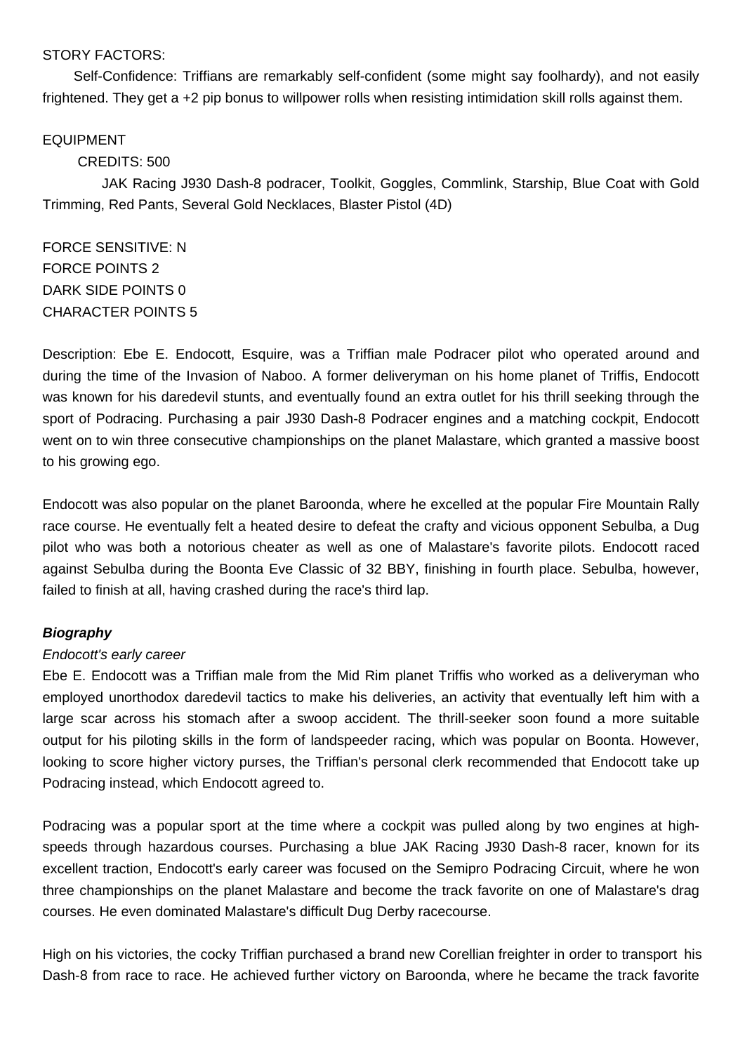STORY FACTORS:

Self-Confidence: Triffians are remarkably self-confident (some might say foolhardy), and not easily frightened. They get a +2 pip bonus to willpower rolls when resisting intimidation skill rolls against them.

EQUIPMENT

CREDITS: 500

JAK Racing J930 Dash-8 podracer, Toolkit, Goggles, Commlink, Starship, Blue Coat with Gold Trimming, Red Pants, Several Gold Necklaces, Blaster Pistol (4D)

FORCE SENSITIVE: N
FORCE POINTS 2
DARK SIDE POINTS 0
CHARACTER POINTS 5

Description: Ebe E. Endocott, Esquire, was a Triffian male Podracer pilot who operated around and during the time of the Invasion of Naboo. A former deliveryman on his home planet of Triffis, Endocott was known for his daredevil stunts, and eventually found an extra outlet for his thrill seeking through the sport of Podracing. Purchasing a pair J930 Dash-8 Podracer engines and a matching cockpit, Endocott went on to win three consecutive championships on the planet Malastare, which granted a massive boost to his growing ego.

Endocott was also popular on the planet Baroonda, where he excelled at the popular Fire Mountain Rally race course. He eventually felt a heated desire to defeat the crafty and vicious opponent Sebulba, a Dug pilot who was both a notorious cheater as well as one of Malastare's favorite pilots. Endocott raced against Sebulba during the Boonta Eve Classic of 32 BBY, finishing in fourth place. Sebulba, however, failed to finish at all, having crashed during the race's third lap.

***Biography***

*Endocott's early career*

Ebe E. Endocott was a Triffian male from the Mid Rim planet Triffis who worked as a deliveryman who employed unorthodox daredevil tactics to make his deliveries, an activity that eventually left him with a large scar across his stomach after a swoop accident. The thrill-seeker soon found a more suitable output for his piloting skills in the form of landspeeder racing, which was popular on Boonta. However, looking to score higher victory purses, the Triffian's personal clerk recommended that Endocott take up Podracing instead, which Endocott agreed to.

Podracing was a popular sport at the time where a cockpit was pulled along by two engines at high-speeds through hazardous courses. Purchasing a blue JAK Racing J930 Dash-8 racer, known for its excellent traction, Endocott's early career was focused on the Semipro Podracing Circuit, where he won three championships on the planet Malastare and become the track favorite on one of Malastare's drag courses. He even dominated Malastare's difficult Dug Derby racecourse.

High on his victories, the cocky Triffian purchased a brand new Corellian freighter in order to transport his Dash-8 from race to race. He achieved further victory on Baroonda, where he became the track favorite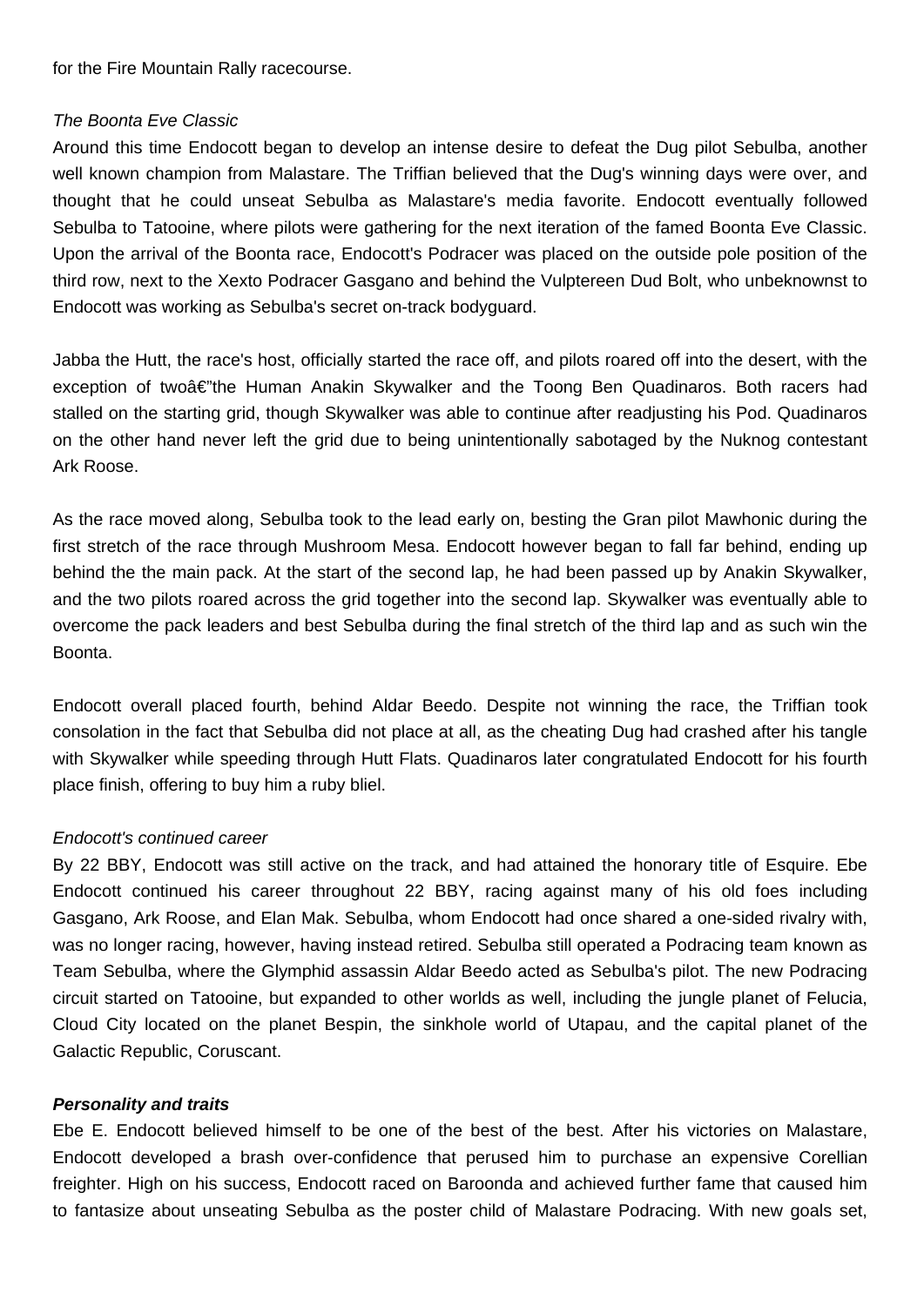for the Fire Mountain Rally racecourse.

*The Boonta Eve Classic*

Around this time Endocott began to develop an intense desire to defeat the Dug pilot Sebulba, another well known champion from Malastare. The Triffian believed that the Dug's winning days were over, and thought that he could unseat Sebulba as Malastare's media favorite. Endocott eventually followed Sebulba to Tatooine, where pilots were gathering for the next iteration of the famed Boonta Eve Classic. Upon the arrival of the Boonta race, Endocott's Podracer was placed on the outside pole position of the third row, next to the Xexto Podracer Gasgano and behind the Vulptereen Dud Bolt, who unbeknownst to Endocott was working as Sebulba's secret on-track bodyguard.

Jabba the Hutt, the race's host, officially started the race off, and pilots roared off into the desert, with the exception of twoâ€"the Human Anakin Skywalker and the Toong Ben Quadinaros. Both racers had stalled on the starting grid, though Skywalker was able to continue after readjusting his Pod. Quadinaros on the other hand never left the grid due to being unintentionally sabotaged by the Nuknog contestant Ark Roose.

As the race moved along, Sebulba took to the lead early on, besting the Gran pilot Mawhonic during the first stretch of the race through Mushroom Mesa. Endocott however began to fall far behind, ending up behind the the main pack. At the start of the second lap, he had been passed up by Anakin Skywalker, and the two pilots roared across the grid together into the second lap. Skywalker was eventually able to overcome the pack leaders and best Sebulba during the final stretch of the third lap and as such win the Boonta.

Endocott overall placed fourth, behind Aldar Beedo. Despite not winning the race, the Triffian took consolation in the fact that Sebulba did not place at all, as the cheating Dug had crashed after his tangle with Skywalker while speeding through Hutt Flats. Quadinaros later congratulated Endocott for his fourth place finish, offering to buy him a ruby bliel.

*Endocott's continued career*

By 22 BBY, Endocott was still active on the track, and had attained the honorary title of Esquire. Ebe Endocott continued his career throughout 22 BBY, racing against many of his old foes including Gasgano, Ark Roose, and Elan Mak. Sebulba, whom Endocott had once shared a one-sided rivalry with, was no longer racing, however, having instead retired. Sebulba still operated a Podracing team known as Team Sebulba, where the Glymphid assassin Aldar Beedo acted as Sebulba's pilot. The new Podracing circuit started on Tatooine, but expanded to other worlds as well, including the jungle planet of Felucia, Cloud City located on the planet Bespin, the sinkhole world of Utapau, and the capital planet of the Galactic Republic, Coruscant.

***Personality and traits***

Ebe E. Endocott believed himself to be one of the best of the best. After his victories on Malastare, Endocott developed a brash over-confidence that perused him to purchase an expensive Corellian freighter. High on his success, Endocott raced on Baroonda and achieved further fame that caused him to fantasize about unseating Sebulba as the poster child of Malastare Podracing. With new goals set,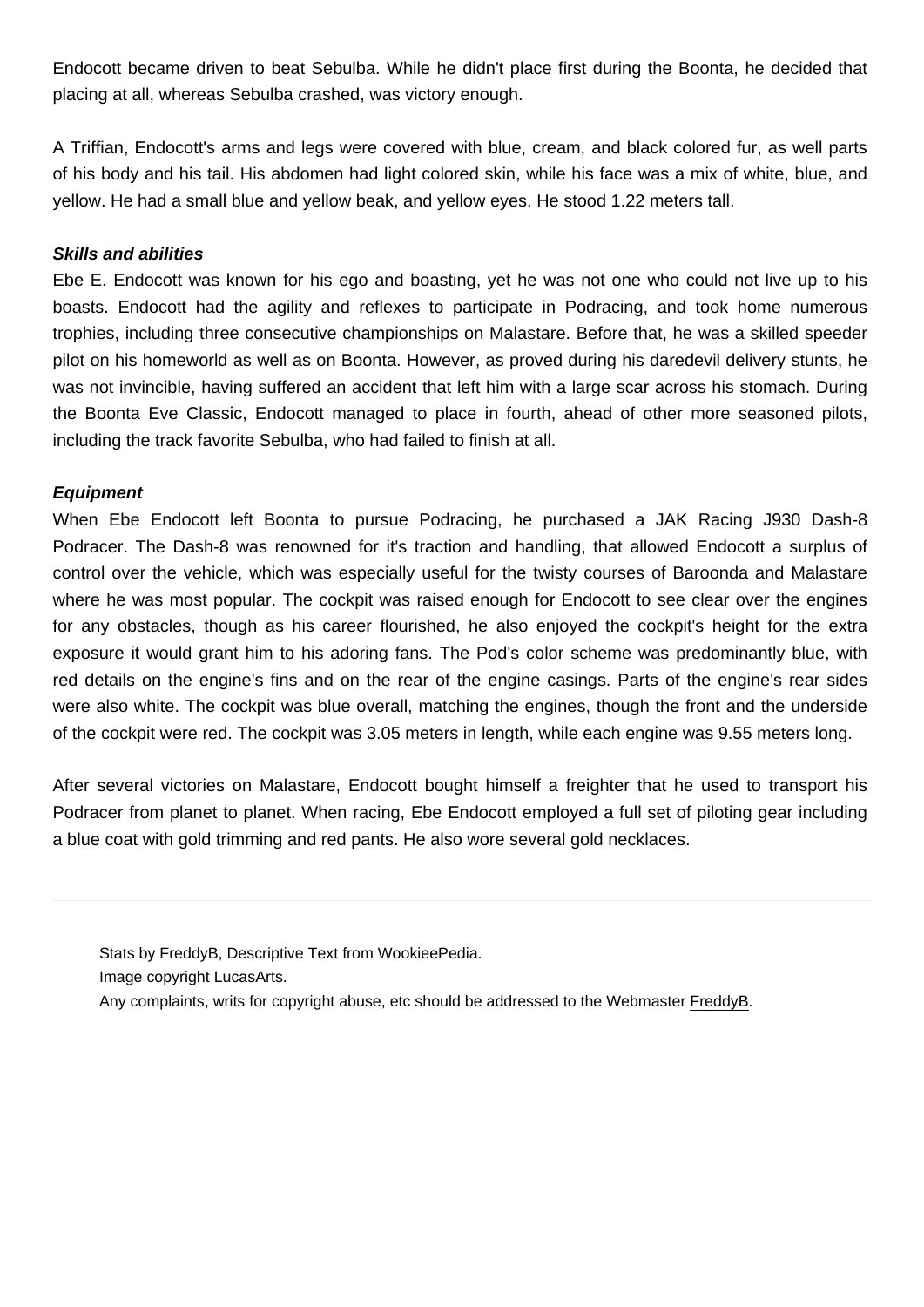Endocott became driven to beat Sebulba. While he didn't place first during the Boonta, he decided that placing at all, whereas Sebulba crashed, was victory enough.

A Triffian, Endocott's arms and legs were covered with blue, cream, and black colored fur, as well parts of his body and his tail. His abdomen had light colored skin, while his face was a mix of white, blue, and yellow. He had a small blue and yellow beak, and yellow eyes. He stood 1.22 meters tall.

***Skills and abilities***

Ebe E. Endocott was known for his ego and boasting, yet he was not one who could not live up to his boasts. Endocott had the agility and reflexes to participate in Podracing, and took home numerous trophies, including three consecutive championships on Malastare. Before that, he was a skilled speeder pilot on his homeworld as well as on Boonta. However, as proved during his daredevil delivery stunts, he was not invincible, having suffered an accident that left him with a large scar across his stomach. During the Boonta Eve Classic, Endocott managed to place in fourth, ahead of other more seasoned pilots, including the track favorite Sebulba, who had failed to finish at all.

***Equipment***

When Ebe Endocott left Boonta to pursue Podracing, he purchased a JAK Racing J930 Dash-8 Podracer. The Dash-8 was renowned for it's traction and handling, that allowed Endocott a surplus of control over the vehicle, which was especially useful for the twisty courses of Baroonda and Malastare where he was most popular. The cockpit was raised enough for Endocott to see clear over the engines for any obstacles, though as his career flourished, he also enjoyed the cockpit's height for the extra exposure it would grant him to his adoring fans. The Pod's color scheme was predominantly blue, with red details on the engine's fins and on the rear of the engine casings. Parts of the engine's rear sides were also white. The cockpit was blue overall, matching the engines, though the front and the underside of the cockpit were red. The cockpit was 3.05 meters in length, while each engine was 9.55 meters long.

After several victories on Malastare, Endocott bought himself a freighter that he used to transport his Podracer from planet to planet. When racing, Ebe Endocott employed a full set of piloting gear including a blue coat with gold trimming and red pants. He also wore several gold necklaces.

---

Stats by FreddyB, Descriptive Text from WookieePedia.
Image copyright LucasArts.
Any complaints, writs for copyright abuse, etc should be addressed to the Webmaster FreddyB.